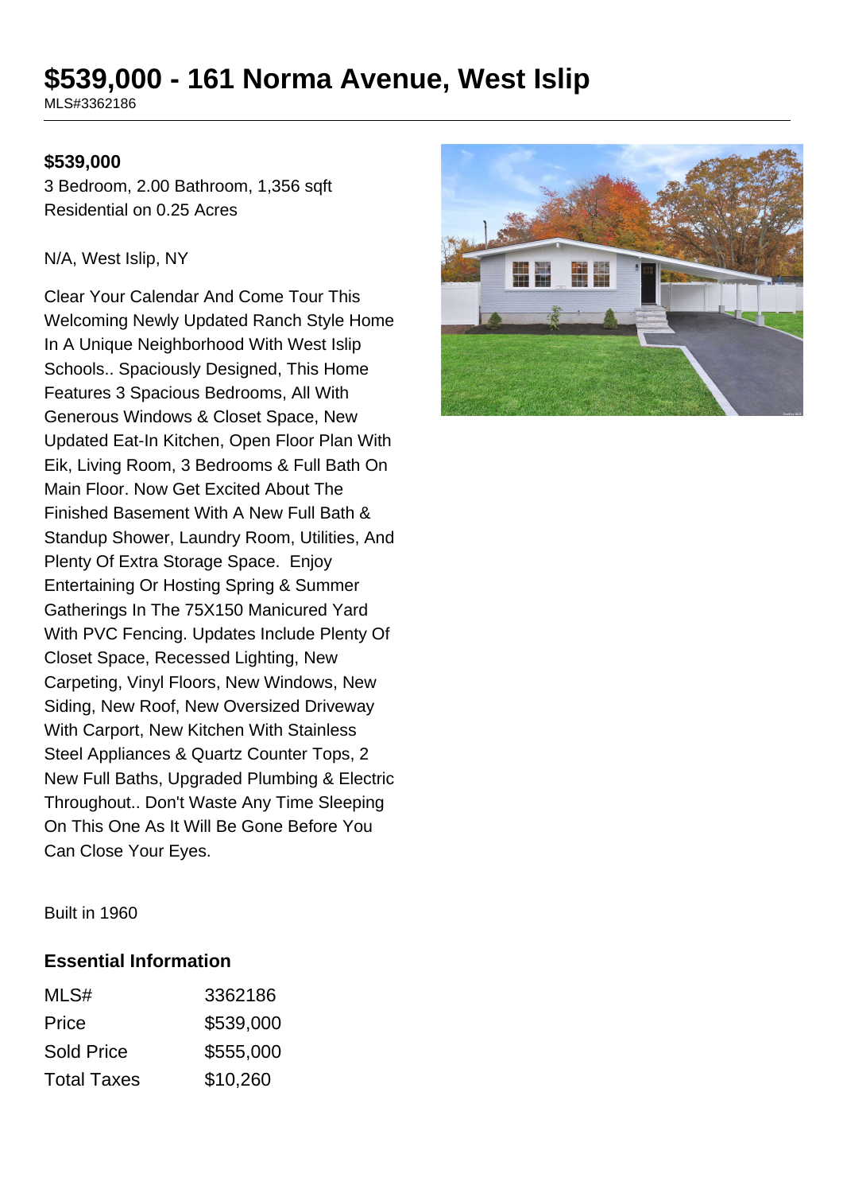# $539,000 - 161 Norma Avenue, West Islip

MLS#3362186

**$539,000**

3 Bedroom, 2.00 Bathroom, 1,356 sqft
Residential on 0.25 Acres

N/A, West Islip, NY

Clear Your Calendar And Come Tour This Welcoming Newly Updated Ranch Style Home In A Unique Neighborhood With West Islip Schools.. Spaciously Designed, This Home Features 3 Spacious Bedrooms, All With Generous Windows & Closet Space, New Updated Eat-In Kitchen, Open Floor Plan With Eik, Living Room, 3 Bedrooms & Full Bath On Main Floor. Now Get Excited About The Finished Basement With A New Full Bath & Standup Shower, Laundry Room, Utilities, And Plenty Of Extra Storage Space. Enjoy Entertaining Or Hosting Spring & Summer Gatherings In The 75X150 Manicured Yard With PVC Fencing. Updates Include Plenty Of Closet Space, Recessed Lighting, New Carpeting, Vinyl Floors, New Windows, New Siding, New Roof, New Oversized Driveway With Carport, New Kitchen With Stainless Steel Appliances & Quartz Counter Tops, 2 New Full Baths, Upgraded Plumbing & Electric Throughout.. Don't Waste Any Time Sleeping On This One As It Will Be Gone Before You Can Close Your Eyes.

Built in 1960

### Essential Information

| | |
|---|---|
| MLS# | 3362186 |
| Price | $539,000 |
| Sold Price | $555,000 |
| Total Taxes | $10,260 |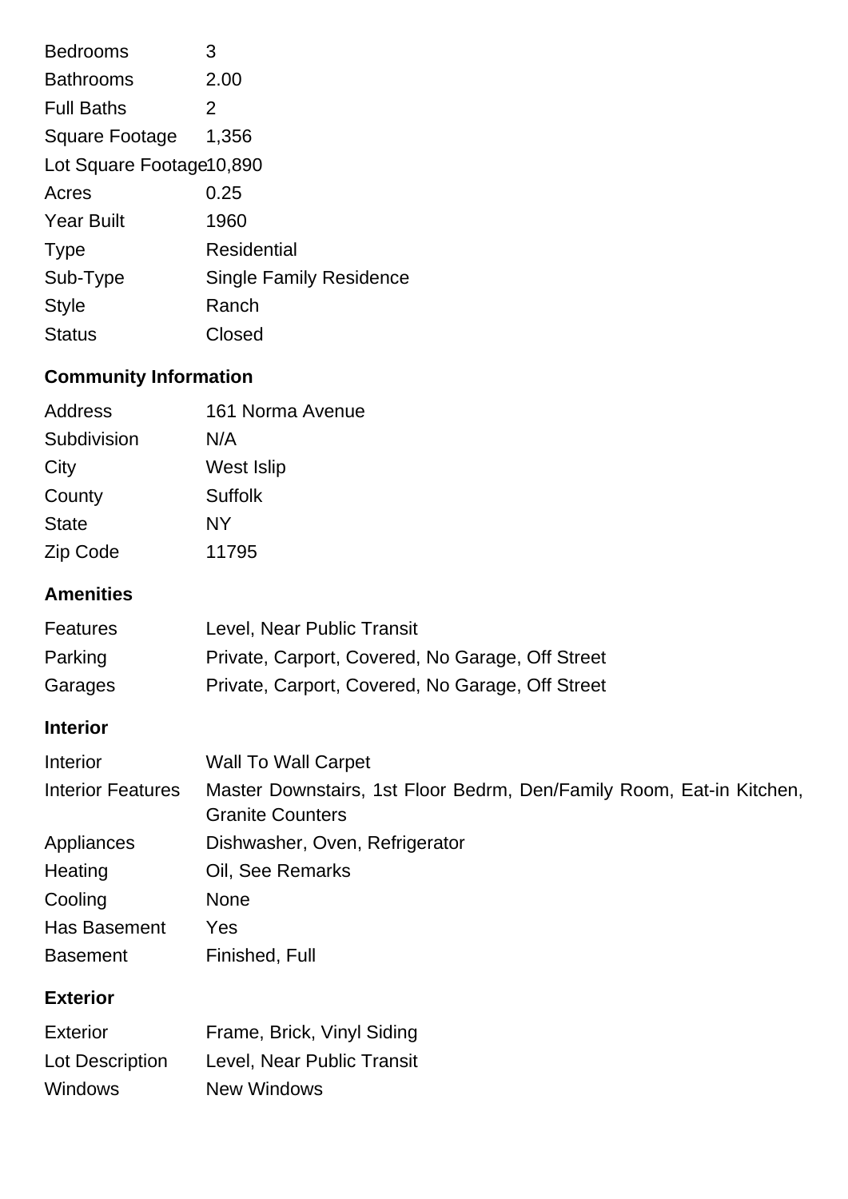| | |
|---|---|
| Bedrooms | 3 |
| Bathrooms | 2.00 |
| Full Baths | 2 |
| Square Footage | 1,356 |
| Lot Square Footage | 10,890 |
| Acres | 0.25 |
| Year Built | 1960 |
| Type | Residential |
| Sub-Type | Single Family Residence |
| Style | Ranch |
| Status | Closed |

### Community Information

| | |
|---|---|
| Address | 161 Norma Avenue |
| Subdivision | N/A |
| City | West Islip |
| County | Suffolk |
| State | NY |
| Zip Code | 11795 |

### Amenities

| | |
|---|---|
| Features | Level, Near Public Transit |
| Parking | Private, Carport, Covered, No Garage, Off Street |
| Garages | Private, Carport, Covered, No Garage, Off Street |

### Interior

| | |
|---|---|
| Interior | Wall To Wall Carpet |
| Interior Features | Master Downstairs, 1st Floor Bedrm, Den/Family Room, Eat-in Kitchen, Granite Counters |
| Appliances | Dishwasher, Oven, Refrigerator |
| Heating | Oil, See Remarks |
| Cooling | None |
| Has Basement | Yes |
| Basement | Finished, Full |

### Exterior

| | |
|---|---|
| Exterior | Frame, Brick, Vinyl Siding |
| Lot Description | Level, Near Public Transit |
| Windows | New Windows |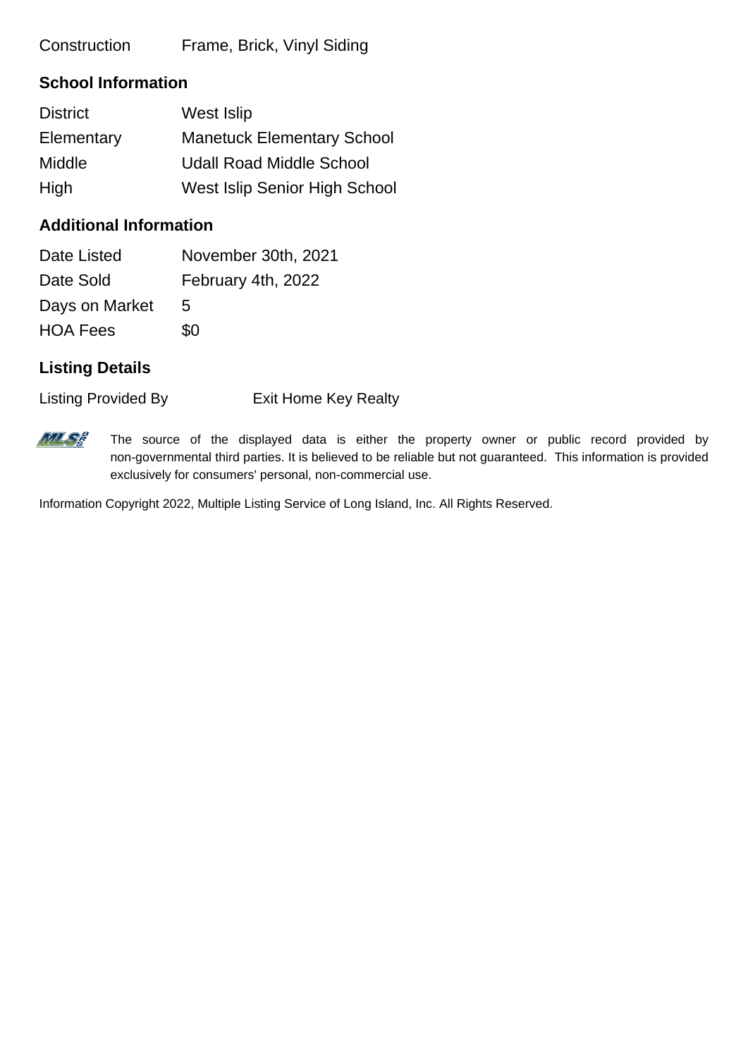| | |
|---|---|
| Construction | Frame, Brick, Vinyl Siding |

## School Information

| | |
|---|---|
| District | West Islip |
| Elementary | Manetuck Elementary School |
| Middle | Udall Road Middle School |
| High | West Islip Senior High School |

## Additional Information

| | |
|---|---|
| Date Listed | November 30th, 2021 |
| Date Sold | February 4th, 2022 |
| Days on Market | 5 |
| HOA Fees | $0 |

## Listing Details

| | |
|---|---|
| Listing Provided By | Exit Home Key Realty |

The source of the displayed data is either the property owner or public record provided by non-governmental third parties. It is believed to be reliable but not guaranteed. This information is provided exclusively for consumers' personal, non-commercial use.

Information Copyright 2022, Multiple Listing Service of Long Island, Inc. All Rights Reserved.